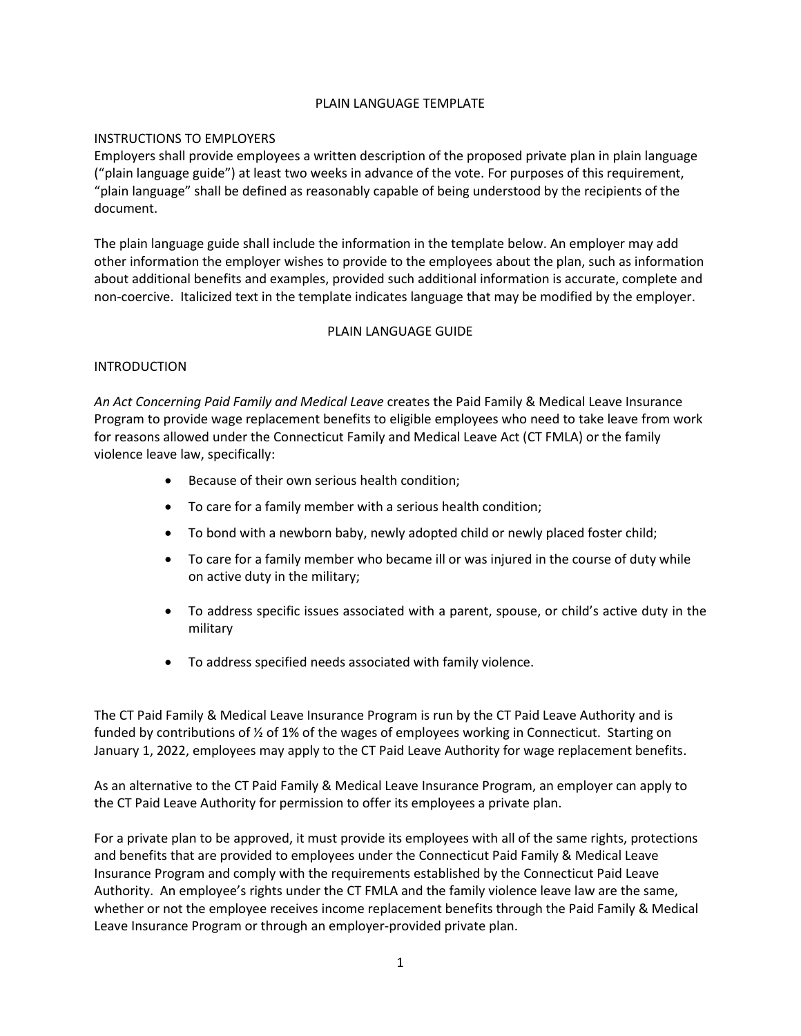# PLAIN LANGUAGE TEMPLATE

## INSTRUCTIONS TO EMPLOYERS

Employers shall provide employees a written description of the proposed private plan in plain language ("plain language guide") at least two weeks in advance of the vote. For purposes of this requirement, "plain language" shall be defined as reasonably capable of being understood by the recipients of the document.

The plain language guide shall include the information in the template below. An employer may add other information the employer wishes to provide to the employees about the plan, such as information about additional benefits and examples, provided such additional information is accurate, complete and non-coercive. Italicized text in the template indicates language that may be modified by the employer.

# PLAIN LANGUAGE GUIDE

## INTRODUCTION

*An Act Concerning Paid Family and Medical Leave* creates the Paid Family & Medical Leave Insurance Program to provide wage replacement benefits to eligible employees who need to take leave from work for reasons allowed under the Connecticut Family and Medical Leave Act (CT FMLA) or the family violence leave law, specifically:

- Because of their own serious health condition;
- To care for a family member with a serious health condition;
- To bond with a newborn baby, newly adopted child or newly placed foster child;
- To care for a family member who became ill or was injured in the course of duty while on active duty in the military;
- To address specific issues associated with a parent, spouse, or child's active duty in the military
- To address specified needs associated with family violence.

The CT Paid Family & Medical Leave Insurance Program is run by the CT Paid Leave Authority and is funded by contributions of ½ of 1% of the wages of employees working in Connecticut. Starting on January 1, 2022, employees may apply to the CT Paid Leave Authority for wage replacement benefits.

As an alternative to the CT Paid Family & Medical Leave Insurance Program, an employer can apply to the CT Paid Leave Authority for permission to offer its employees a private plan.

For a private plan to be approved, it must provide its employees with all of the same rights, protections and benefits that are provided to employees under the Connecticut Paid Family & Medical Leave Insurance Program and comply with the requirements established by the Connecticut Paid Leave Authority. An employee's rights under the CT FMLA and the family violence leave law are the same, whether or not the employee receives income replacement benefits through the Paid Family & Medical Leave Insurance Program or through an employer-provided private plan.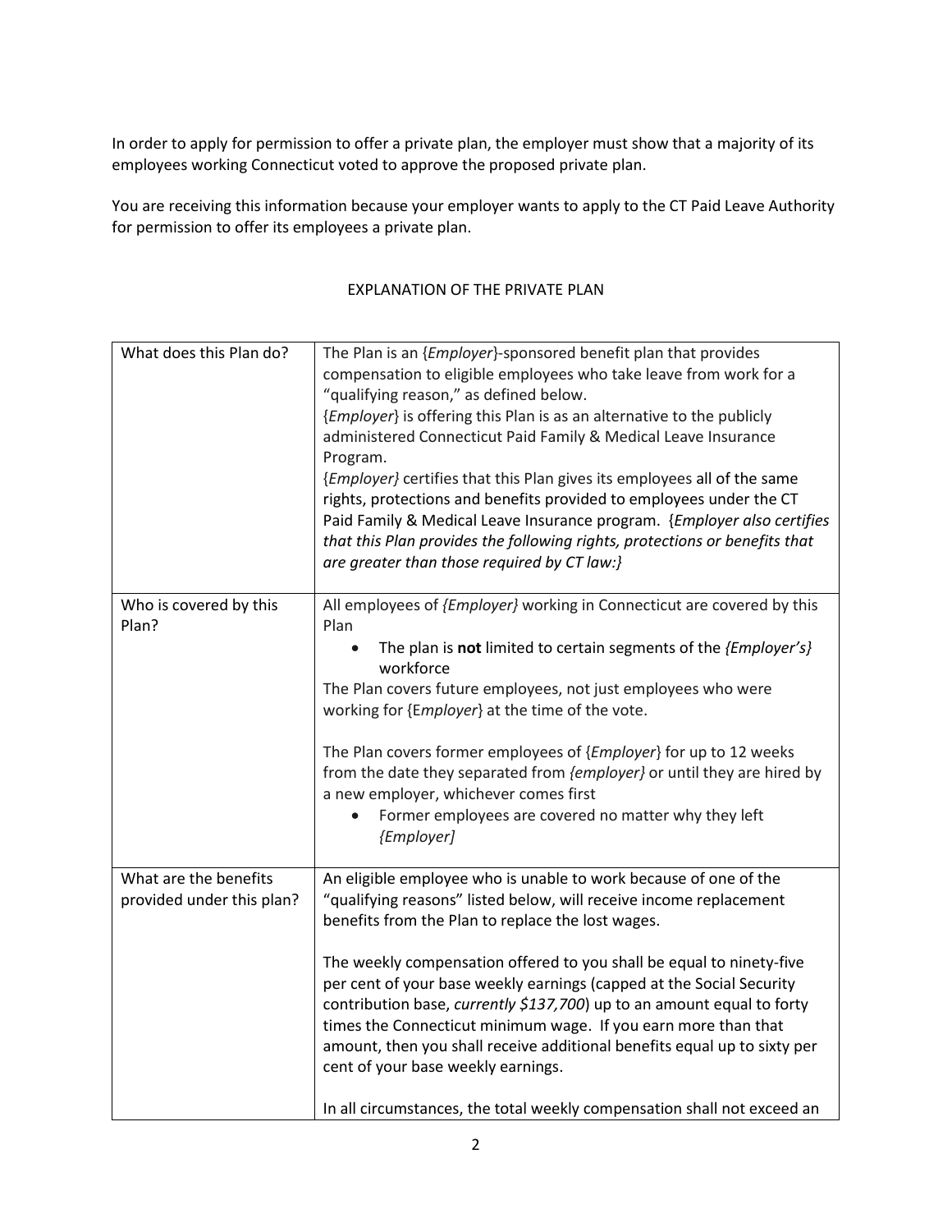In order to apply for permission to offer a private plan, the employer must show that a majority of its employees working Connecticut voted to approve the proposed private plan.

You are receiving this information because your employer wants to apply to the CT Paid Leave Authority for permission to offer its employees a private plan.

EXPLANATION OF THE PRIVATE PLAN

| | |
|---|---|
| What does this Plan do? | The Plan is an {*Employer*}-sponsored benefit plan that provides compensation to eligible employees who take leave from work for a "qualifying reason," as defined below.<br>{*Employer*} is offering this Plan is as an alternative to the publicly administered Connecticut Paid Family & Medical Leave Insurance Program.<br>{*Employer}* certifies that this Plan gives its employees all of the same rights, protections and benefits provided to employees under the CT Paid Family & Medical Leave Insurance program. {*Employer also certifies that this Plan provides the following rights, protections or benefits that are greater than those required by CT law:}* |
| Who is covered by this Plan? | All employees of *{Employer}* working in Connecticut are covered by this Plan<br>• The plan is **not** limited to certain segments of the *{Employer's}* workforce<br>The Plan covers future employees, not just employees who were working for {E*mployer*} at the time of the vote.<br><br>The Plan covers former employees of {*Employer*} for up to 12 weeks from the date they separated from *{employer}* or until they are hired by a new employer, whichever comes first<br>• Former employees are covered no matter why they left *{Employer]* |
| What are the benefits provided under this plan? | An eligible employee who is unable to work because of one of the "qualifying reasons" listed below, will receive income replacement benefits from the Plan to replace the lost wages.<br><br>The weekly compensation offered to you shall be equal to ninety-five per cent of your base weekly earnings (capped at the Social Security contribution base, *currently $137,700*) up to an amount equal to forty times the Connecticut minimum wage. If you earn more than that amount, then you shall receive additional benefits equal up to sixty per cent of your base weekly earnings.<br><br>In all circumstances, the total weekly compensation shall not exceed an |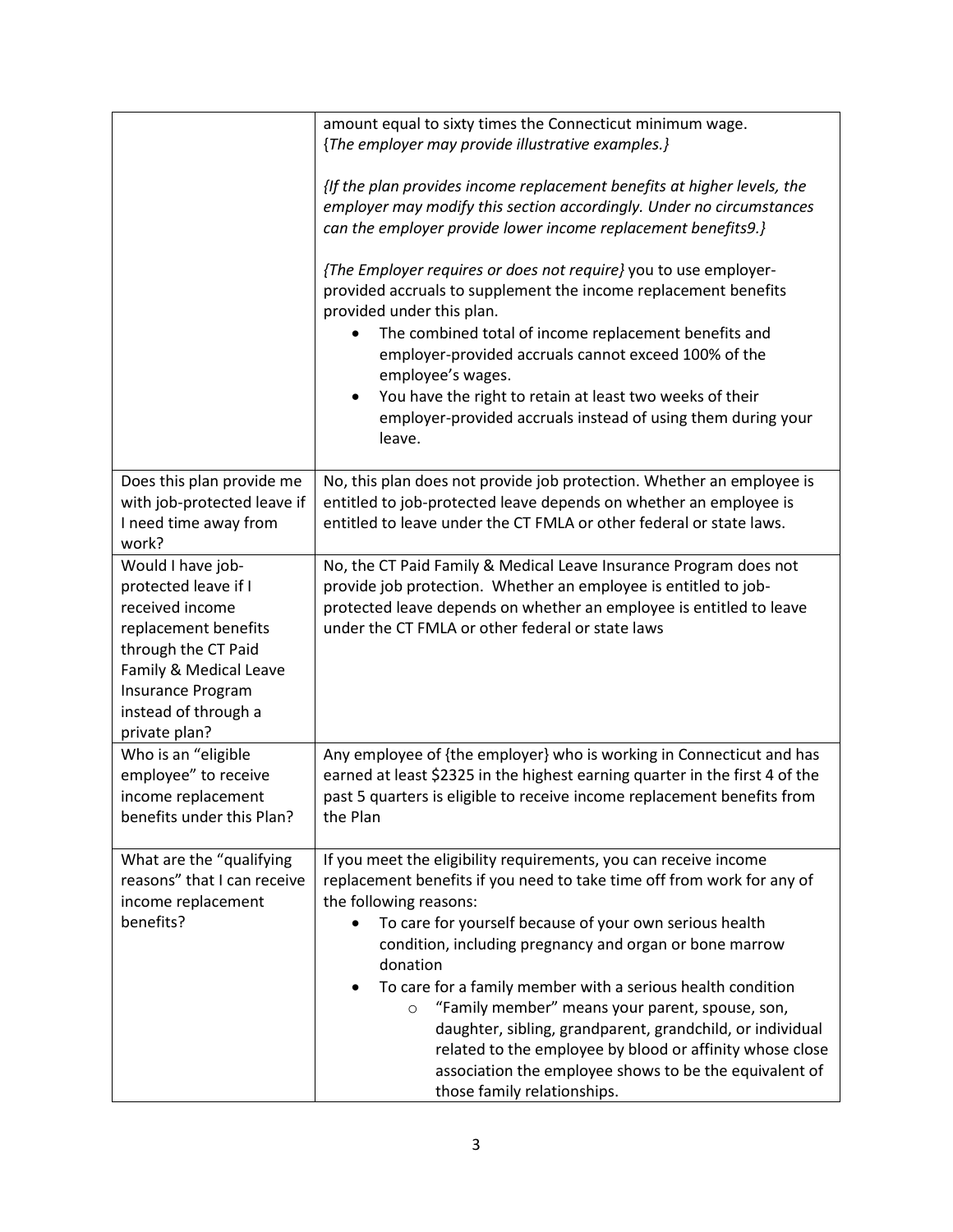| | |
|---|---|
| | amount equal to sixty times the Connecticut minimum wage. {*The employer may provide illustrative examples.*}<br><br>*{If the plan provides income replacement benefits at higher levels, the employer may modify this section accordingly. Under no circumstances can the employer provide lower income replacement benefits9.}*<br><br>*{The Employer requires or does not require}* you to use employer-provided accruals to supplement the income replacement benefits provided under this plan.<br>• The combined total of income replacement benefits and employer-provided accruals cannot exceed 100% of the employee's wages.<br>• You have the right to retain at least two weeks of their employer-provided accruals instead of using them during your leave. |
| Does this plan provide me with job-protected leave if I need time away from work? | No, this plan does not provide job protection. Whether an employee is entitled to job-protected leave depends on whether an employee is entitled to leave under the CT FMLA or other federal or state laws. |
| Would I have job-protected leave if I received income replacement benefits through the CT Paid Family & Medical Leave Insurance Program instead of through a private plan? | No, the CT Paid Family & Medical Leave Insurance Program does not provide job protection. Whether an employee is entitled to job-protected leave depends on whether an employee is entitled to leave under the CT FMLA or other federal or state laws |
| Who is an "eligible employee" to receive income replacement benefits under this Plan? | Any employee of {the employer} who is working in Connecticut and has earned at least $2325 in the highest earning quarter in the first 4 of the past 5 quarters is eligible to receive income replacement benefits from the Plan |
| What are the "qualifying reasons" that I can receive income replacement benefits? | If you meet the eligibility requirements, you can receive income replacement benefits if you need to take time off from work for any of the following reasons:<br>• To care for yourself because of your own serious health condition, including pregnancy and organ or bone marrow donation<br>• To care for a family member with a serious health condition<br>&nbsp;&nbsp;&nbsp;&nbsp;○ "Family member" means your parent, spouse, son, daughter, sibling, grandparent, grandchild, or individual related to the employee by blood or affinity whose close association the employee shows to be the equivalent of those family relationships. |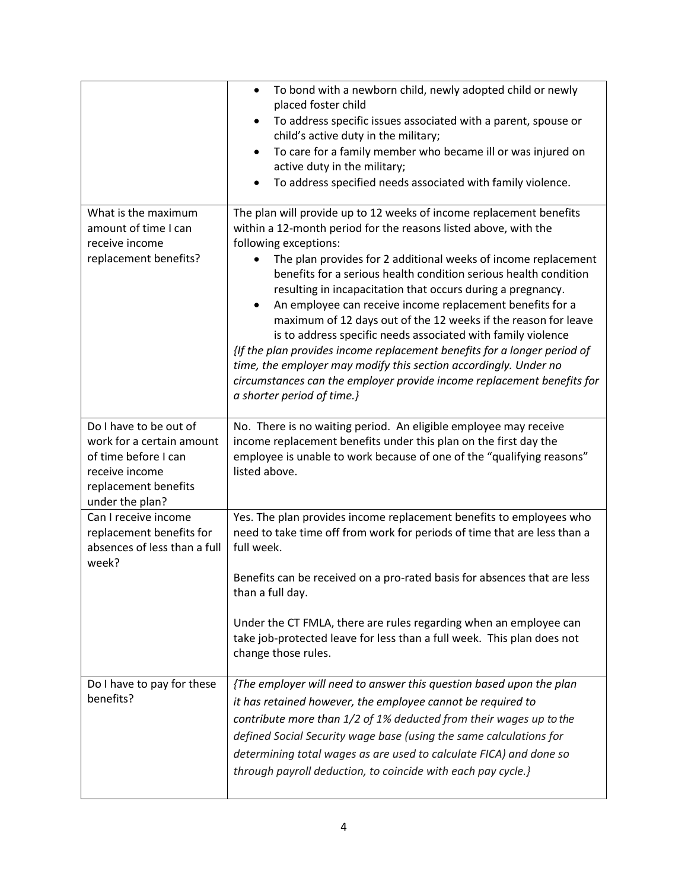| | |
|---|---|
| | • To bond with a newborn child, newly adopted child or newly placed foster child<br>• To address specific issues associated with a parent, spouse or child's active duty in the military;<br>• To care for a family member who became ill or was injured on active duty in the military;<br>• To address specified needs associated with family violence. |
| What is the maximum amount of time I can receive income replacement benefits? | The plan will provide up to 12 weeks of income replacement benefits within a 12-month period for the reasons listed above, with the following exceptions:<br>• The plan provides for 2 additional weeks of income replacement benefits for a serious health condition serious health condition resulting in incapacitation that occurs during a pregnancy.<br>• An employee can receive income replacement benefits for a maximum of 12 days out of the 12 weeks if the reason for leave is to address specific needs associated with family violence<br>*{If the plan provides income replacement benefits for a longer period of time, the employer may modify this section accordingly. Under no circumstances can the employer provide income replacement benefits for a shorter period of time.}* |
| Do I have to be out of work for a certain amount of time before I can receive income replacement benefits under the plan? | No. There is no waiting period. An eligible employee may receive income replacement benefits under this plan on the first day the employee is unable to work because of one of the "qualifying reasons" listed above. |
| Can I receive income replacement benefits for absences of less than a full week? | Yes. The plan provides income replacement benefits to employees who need to take time off from work for periods of time that are less than a full week.<br><br>Benefits can be received on a pro-rated basis for absences that are less than a full day.<br><br>Under the CT FMLA, there are rules regarding when an employee can take job-protected leave for less than a full week. This plan does not change those rules. |
| Do I have to pay for these benefits? | *{The employer will need to answer this question based upon the plan it has retained however, the employee cannot be required to contribute more than 1/2 of 1% deducted from their wages up to the defined Social Security wage base (using the same calculations for determining total wages as are used to calculate FICA) and done so through payroll deduction, to coincide with each pay cycle.}* |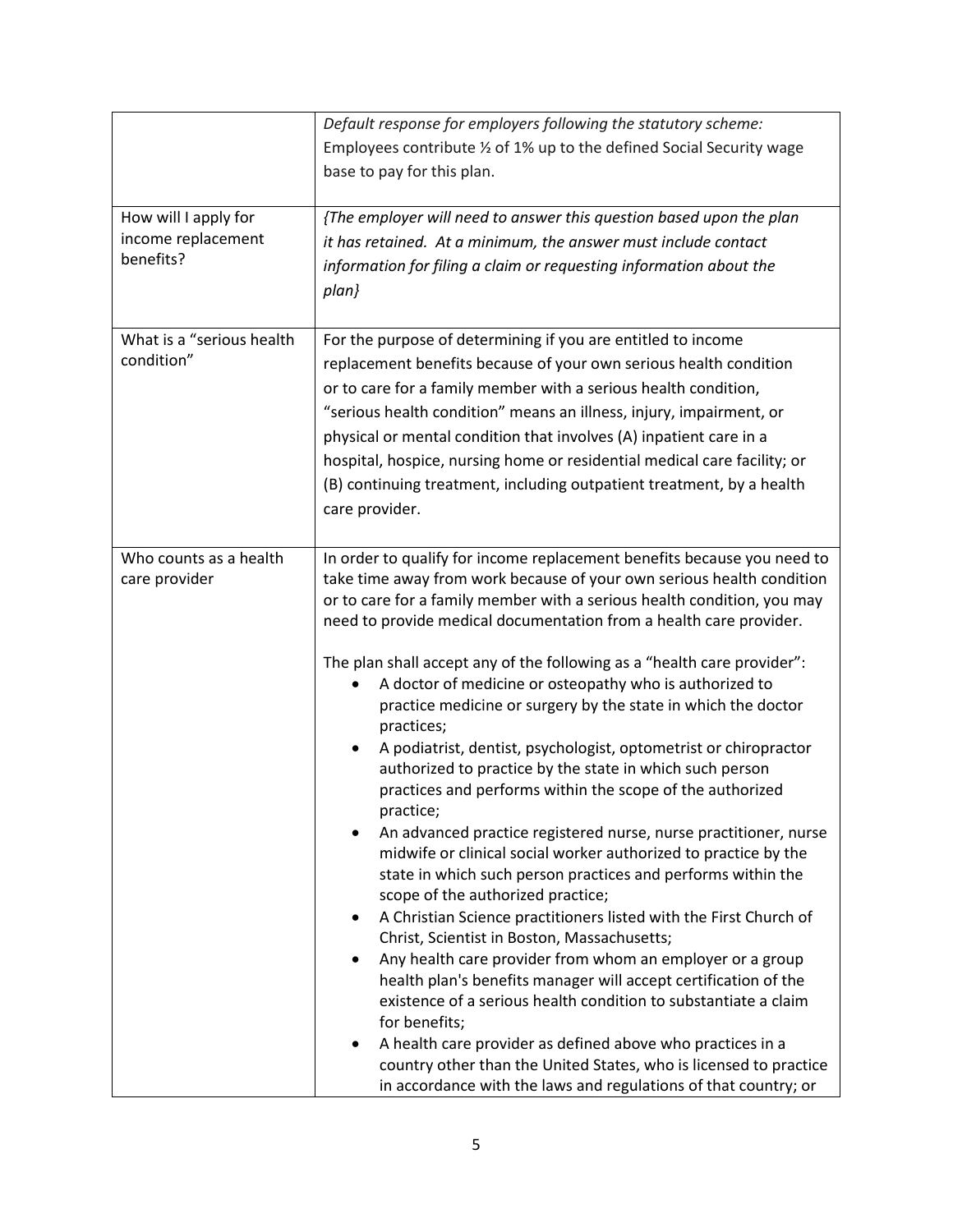| | |
|---|---|
| | *Default response for employers following the statutory scheme:* Employees contribute ½ of 1% up to the defined Social Security wage base to pay for this plan. |
| How will I apply for income replacement benefits? | *{The employer will need to answer this question based upon the plan it has retained. At a minimum, the answer must include contact information for filing a claim or requesting information about the plan}* |
| What is a "serious health condition" | For the purpose of determining if you are entitled to income replacement benefits because of your own serious health condition or to care for a family member with a serious health condition, "serious health condition" means an illness, injury, impairment, or physical or mental condition that involves (A) inpatient care in a hospital, hospice, nursing home or residential medical care facility; or (B) continuing treatment, including outpatient treatment, by a health care provider. |
| Who counts as a health care provider | In order to qualify for income replacement benefits because you need to take time away from work because of your own serious health condition or to care for a family member with a serious health condition, you may need to provide medical documentation from a health care provider.<br><br>The plan shall accept any of the following as a "health care provider":<br>• A doctor of medicine or osteopathy who is authorized to practice medicine or surgery by the state in which the doctor practices;<br>• A podiatrist, dentist, psychologist, optometrist or chiropractor authorized to practice by the state in which such person practices and performs within the scope of the authorized practice;<br>• An advanced practice registered nurse, nurse practitioner, nurse midwife or clinical social worker authorized to practice by the state in which such person practices and performs within the scope of the authorized practice;<br>• A Christian Science practitioners listed with the First Church of Christ, Scientist in Boston, Massachusetts;<br>• Any health care provider from whom an employer or a group health plan's benefits manager will accept certification of the existence of a serious health condition to substantiate a claim for benefits;<br>• A health care provider as defined above who practices in a country other than the United States, who is licensed to practice in accordance with the laws and regulations of that country; or |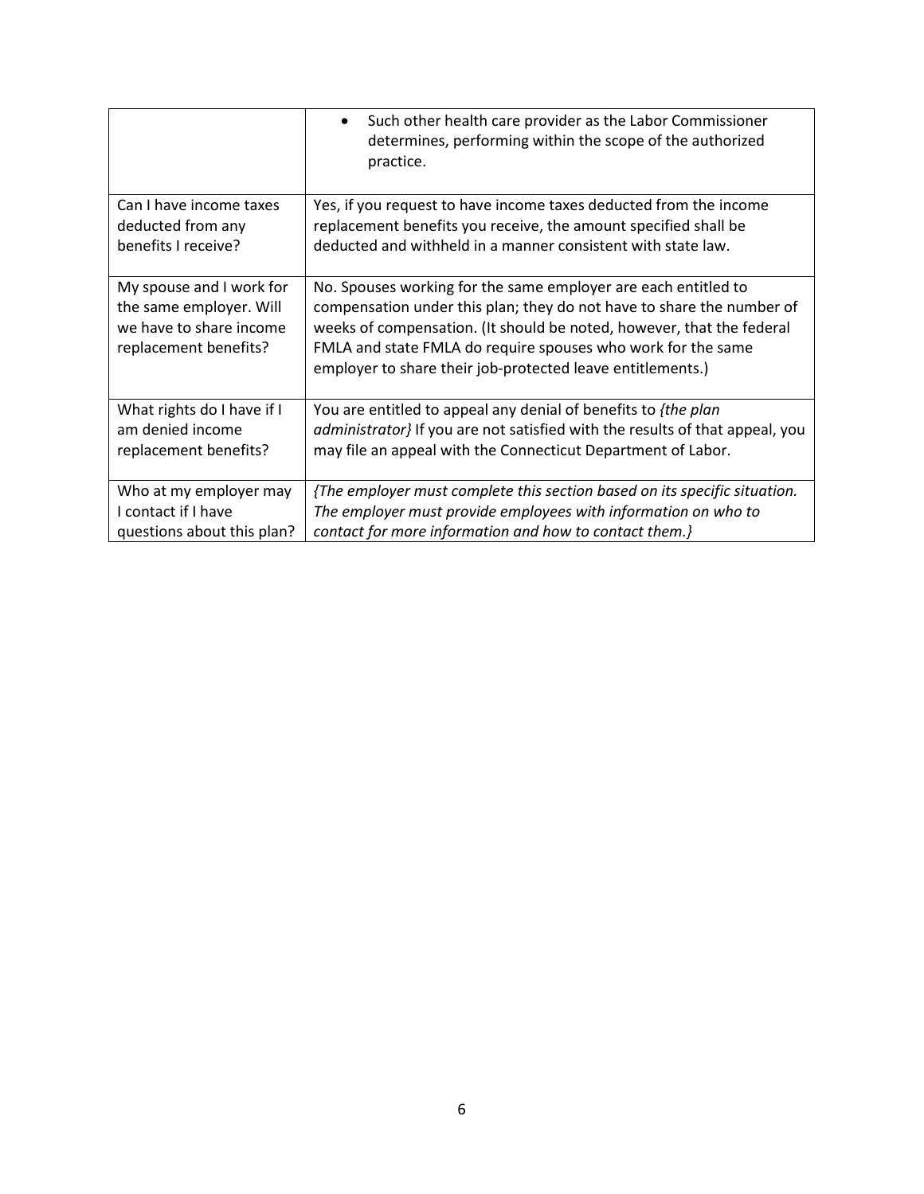| | |
|---|---|
| | • Such other health care provider as the Labor Commissioner determines, performing within the scope of the authorized practice. |
| Can I have income taxes deducted from any benefits I receive? | Yes, if you request to have income taxes deducted from the income replacement benefits you receive, the amount specified shall be deducted and withheld in a manner consistent with state law. |
| My spouse and I work for the same employer. Will we have to share income replacement benefits? | No. Spouses working for the same employer are each entitled to compensation under this plan; they do not have to share the number of weeks of compensation. (It should be noted, however, that the federal FMLA and state FMLA do require spouses who work for the same employer to share their job-protected leave entitlements.) |
| What rights do I have if I am denied income replacement benefits? | You are entitled to appeal any denial of benefits to *{the plan administrator}* If you are not satisfied with the results of that appeal, you may file an appeal with the Connecticut Department of Labor. |
| Who at my employer may I contact if I have questions about this plan? | *{The employer must complete this section based on its specific situation. The employer must provide employees with information on who to contact for more information and how to contact them.}* |